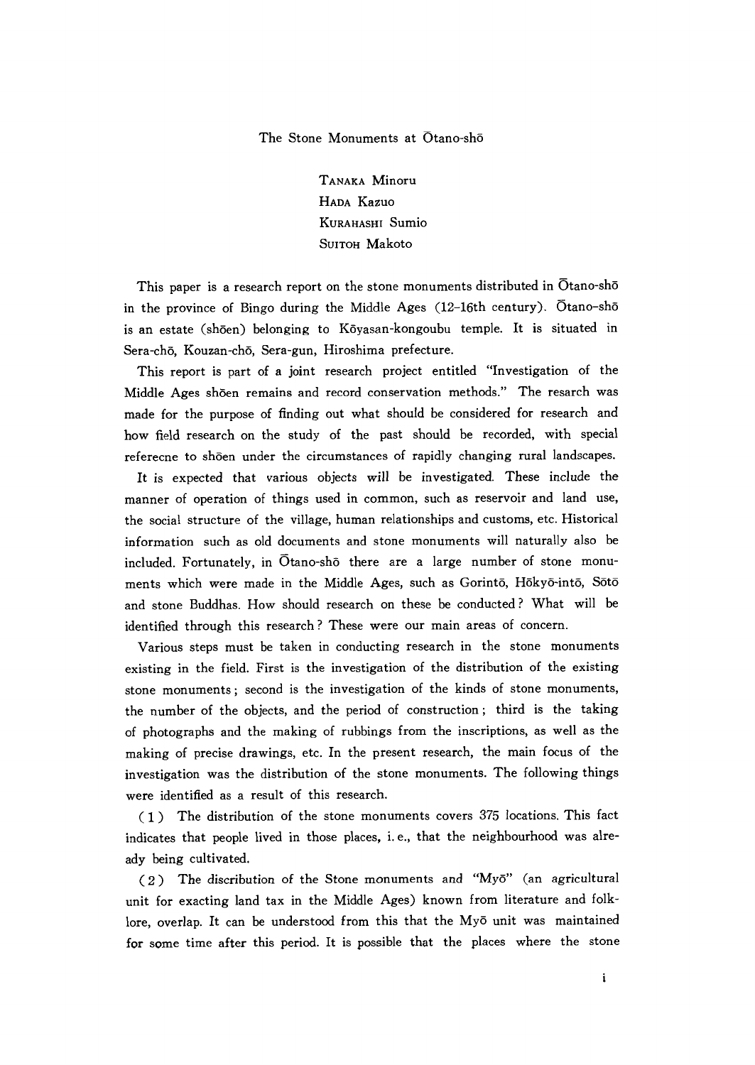# The Stone Monuments at Ōtano-shō

TANAKA Minoru
HADA Kazuo
KURAHASHI Sumio
SUITOH Makoto

This paper is a research report on the stone monuments distributed in Ōtano-shō in the province of Bingo during the Middle Ages (12–16th century). Ōtano-shō is an estate (shōen) belonging to Kōyasan-kongoubu temple. It is situated in Sera-chō, Kouzan-chō, Sera-gun, Hiroshima prefecture.

This report is part of a joint research project entitled "Investigation of the Middle Ages shōen remains and record conservation methods." The resarch was made for the purpose of finding out what should be considered for research and how field research on the study of the past should be recorded, with special referecne to shōen under the circumstances of rapidly changing rural landscapes.

It is expected that various objects will be investigated. These include the manner of operation of things used in common, such as reservoir and land use, the social structure of the village, human relationships and customs, etc. Historical information such as old documents and stone monuments will naturally also be included. Fortunately, in Ōtano-shō there are a large number of stone monuments which were made in the Middle Ages, such as Gorintō, Hōkyō-intō, Sōtō and stone Buddhas. How should research on these be conducted? What will be identified through this research? These were our main areas of concern.

Various steps must be taken in conducting research in the stone monuments existing in the field. First is the investigation of the distribution of the existing stone monuments; second is the investigation of the kinds of stone monuments, the number of the objects, and the period of construction; third is the taking of photographs and the making of rubbings from the inscriptions, as well as the making of precise drawings, etc. In the present research, the main focus of the investigation was the distribution of the stone monuments. The following things were identified as a result of this research.

(1) The distribution of the stone monuments covers 375 locations. This fact indicates that people lived in those places, i. e., that the neighbourhood was already being cultivated.

(2) The discribution of the Stone monuments and "Myō" (an agricultural unit for exacting land tax in the Middle Ages) known from literature and folklore, overlap. It can be understood from this that the Myō unit was maintained for some time after this period. It is possible that the places where the stone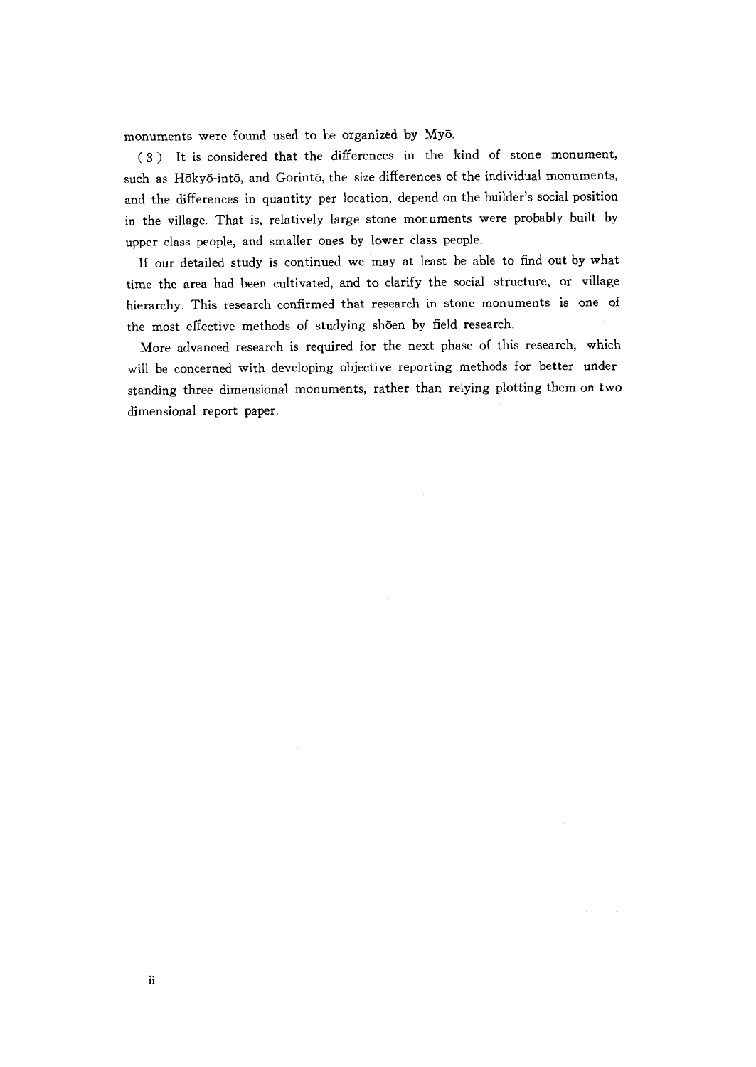monuments were found used to be organized by Myō.

( 3 ) It is considered that the differences in the kind of stone monument, such as Hōkyō-intō, and Gorintō, the size differences of the individual monuments, and the differences in quantity per location, depend on the builder's social position in the village. That is, relatively large stone monuments were probably built by upper class people, and smaller ones by lower class people.

If our detailed study is continued we may at least be able to find out by what time the area had been cultivated, and to clarify the social structure, or village hierarchy. This research confirmed that research in stone monuments is one of the most effective methods of studying shōen by field research.

More advanced research is required for the next phase of this research, which will be concerned with developing objective reporting methods for better understanding three dimensional monuments, rather than relying plotting them on two dimensional report paper.